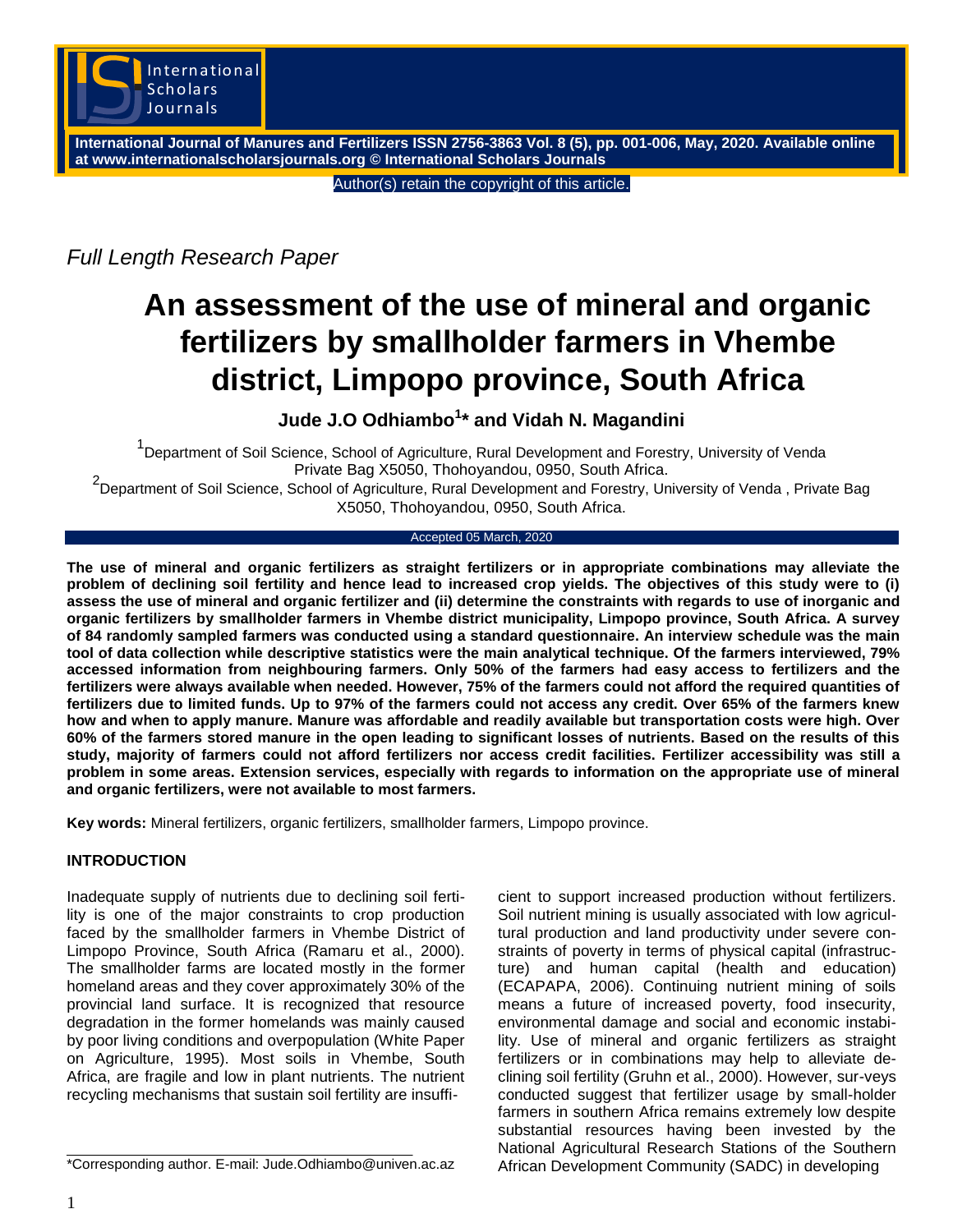*Full Length Research Paper*

# An assessment of the use of mineral and organic fertilizers by smallholder farmers in Vhembe district, Limpopo province, South Africa

**Jude J.O Odhiambo[1]* and Vidah N. Magandini**

[1]Department of Soil Science, School of Agriculture, Rural Development and Forestry, University of Venda Private Bag X5050, Thohoyandou, 0950, South Africa.

[2]Department of Soil Science, School of Agriculture, Rural Development and Forestry, University of Venda , Private Bag X5050, Thohoyandou, 0950, South Africa.

Accepted 05 March, 2020

**The use of mineral and organic fertilizers as straight fertilizers or in appropriate combinations may alleviate the problem of declining soil fertility and hence lead to increased crop yields. The objectives of this study were to (i) assess the use of mineral and organic fertilizer and (ii) determine the constraints with regards to use of inorganic and organic fertilizers by smallholder farmers in Vhembe district municipality, Limpopo province, South Africa. A survey of 84 randomly sampled farmers was conducted using a standard questionnaire. An interview schedule was the main tool of data collection while descriptive statistics were the main analytical technique. Of the farmers interviewed, 79% accessed information from neighbouring farmers. Only 50% of the farmers had easy access to fertilizers and the fertilizers were always available when needed. However, 75% of the farmers could not afford the required quantities of fertilizers due to limited funds. Up to 97% of the farmers could not access any credit. Over 65% of the farmers knew how and when to apply manure. Manure was affordable and readily available but transportation costs were high. Over 60% of the farmers stored manure in the open leading to significant losses of nutrients. Based on the results of this study, majority of farmers could not afford fertilizers nor access credit facilities. Fertilizer accessibility was still a problem in some areas. Extension services, especially with regards to information on the appropriate use of mineral and organic fertilizers, were not available to most farmers.**

**Key words:** Mineral fertilizers, organic fertilizers, smallholder farmers, Limpopo province.

## INTRODUCTION

Inadequate supply of nutrients due to declining soil fertility is one of the major constraints to crop production faced by the smallholder farmers in Vhembe District of Limpopo Province, South Africa (Ramaru et al., 2000). The smallholder farms are located mostly in the former homeland areas and they cover approximately 30% of the provincial land surface. It is recognized that resource degradation in the former homelands was mainly caused by poor living conditions and overpopulation (White Paper on Agriculture, 1995). Most soils in Vhembe, South Africa, are fragile and low in plant nutrients. The nutrient recycling mechanisms that sustain soil fertility are insufficient to support increased production without fertilizers. Soil nutrient mining is usually associated with low agricultural production and land productivity under severe constraints of poverty in terms of physical capital (infrastructure) and human capital (health and education) (ECAPAPA, 2006). Continuing nutrient mining of soils means a future of increased poverty, food insecurity, environmental damage and social and economic instability. Use of mineral and organic fertilizers as straight fertilizers or in combinations may help to alleviate declining soil fertility (Gruhn et al., 2000). However, surveys conducted suggest that fertilizer usage by small-holder farmers in southern Africa remains extremely low despite substantial resources having been invested by the National Agricultural Research Stations of the Southern African Development Community (SADC) in developing

*Corresponding author. E-mail: Jude.Odhiambo@univen.ac.az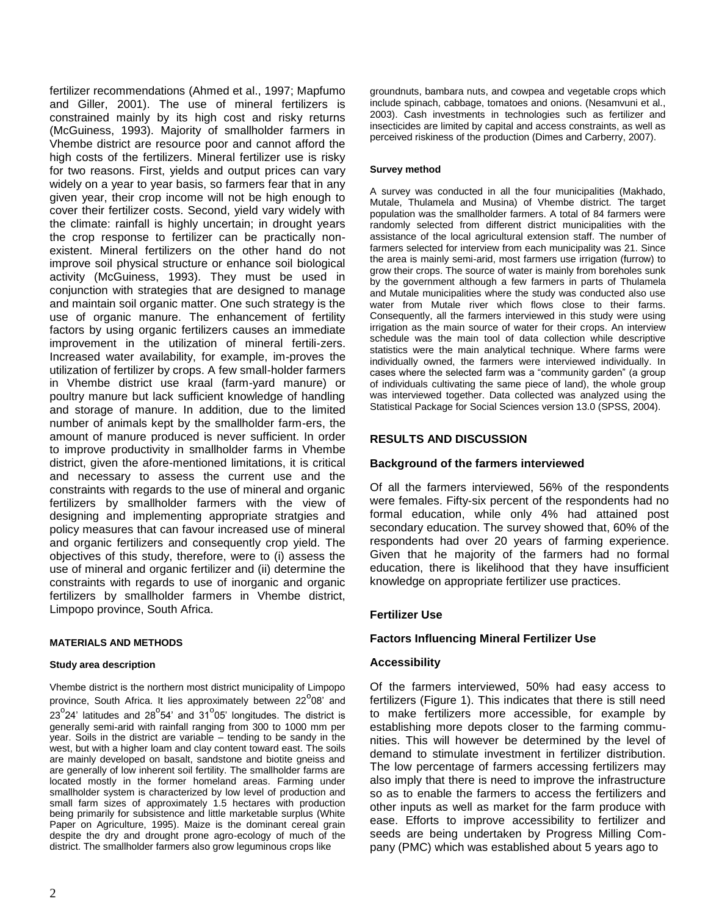fertilizer recommendations (Ahmed et al., 1997; Mapfumo and Giller, 2001). The use of mineral fertilizers is constrained mainly by its high cost and risky returns (McGuiness, 1993). Majority of smallholder farmers in Vhembe district are resource poor and cannot afford the high costs of the fertilizers. Mineral fertilizer use is risky for two reasons. First, yields and output prices can vary widely on a year to year basis, so farmers fear that in any given year, their crop income will not be high enough to cover their fertilizer costs. Second, yield vary widely with the climate: rainfall is highly uncertain; in drought years the crop response to fertilizer can be practically non-existent. Mineral fertilizers on the other hand do not improve soil physical structure or enhance soil biological activity (McGuiness, 1993). They must be used in conjunction with strategies that are designed to manage and maintain soil organic matter. One such strategy is the use of organic manure. The enhancement of fertility factors by using organic fertilizers causes an immediate improvement in the utilization of mineral fertili-zers. Increased water availability, for example, im-proves the utilization of fertilizer by crops. A few small-holder farmers in Vhembe district use kraal (farm-yard manure) or poultry manure but lack sufficient knowledge of handling and storage of manure. In addition, due to the limited number of animals kept by the smallholder farm-ers, the amount of manure produced is never sufficient. In order to improve productivity in smallholder farms in Vhembe district, given the afore-mentioned limitations, it is critical and necessary to assess the current use and the constraints with regards to the use of mineral and organic fertilizers by smallholder farmers with the view of designing and implementing appropriate stratgies and policy measures that can favour increased use of mineral and organic fertilizers and consequently crop yield. The objectives of this study, therefore, were to (i) assess the use of mineral and organic fertilizer and (ii) determine the constraints with regards to use of inorganic and organic fertilizers by smallholder farmers in Vhembe district, Limpopo province, South Africa.

## MATERIALS AND METHODS

### Study area description

Vhembe district is the northern most district municipality of Limpopo province, South Africa. It lies approximately between 22°08' and 23°24' latitudes and 28°54' and 31°05' longitudes. The district is generally semi-arid with rainfall ranging from 300 to 1000 mm per year. Soils in the district are variable – tending to be sandy in the west, but with a higher loam and clay content toward east. The soils are mainly developed on basalt, sandstone and biotite gneiss and are generally of low inherent soil fertility. The smallholder farms are located mostly in the former homeland areas. Farming under smallholder system is characterized by low level of production and small farm sizes of approximately 1.5 hectares with production being primarily for subsistence and little marketable surplus (White Paper on Agriculture, 1995). Maize is the dominant cereal grain despite the dry and drought prone agro-ecology of much of the district. The smallholder farmers also grow leguminous crops like groundnuts, bambara nuts, and cowpea and vegetable crops which include spinach, cabbage, tomatoes and onions. (Nesamvuni et al., 2003). Cash investments in technologies such as fertilizer and insecticides are limited by capital and access constraints, as well as perceived riskiness of the production (Dimes and Carberry, 2007).

### Survey method

A survey was conducted in all the four municipalities (Makhado, Mutale, Thulamela and Musina) of Vhembe district. The target population was the smallholder farmers. A total of 84 farmers were randomly selected from different district municipalities with the assistance of the local agricultural extension staff. The number of farmers selected for interview from each municipality was 21. Since the area is mainly semi-arid, most farmers use irrigation (furrow) to grow their crops. The source of water is mainly from boreholes sunk by the government although a few farmers in parts of Thulamela and Mutale municipalities where the study was conducted also use water from Mutale river which flows close to their farms. Consequently, all the farmers interviewed in this study were using irrigation as the main source of water for their crops. An interview schedule was the main tool of data collection while descriptive statistics were the main analytical technique. Where farms were individually owned, the farmers were interviewed individually. In cases where the selected farm was a "community garden" (a group of individuals cultivating the same piece of land), the whole group was interviewed together. Data collected was analyzed using the Statistical Package for Social Sciences version 13.0 (SPSS, 2004).

## RESULTS AND DISCUSSION

### Background of the farmers interviewed

Of all the farmers interviewed, 56% of the respondents were females. Fifty-six percent of the respondents had no formal education, while only 4% had attained post secondary education. The survey showed that, 60% of the respondents had over 20 years of farming experience. Given that he majority of the farmers had no formal education, there is likelihood that they have insufficient knowledge on appropriate fertilizer use practices.

### Fertilizer Use

### Factors Influencing Mineral Fertilizer Use

### Accessibility

Of the farmers interviewed, 50% had easy access to fertilizers (Figure 1). This indicates that there is still need to make fertilizers more accessible, for example by establishing more depots closer to the farming communities. This will however be determined by the level of demand to stimulate investment in fertilizer distribution. The low percentage of farmers accessing fertilizers may also imply that there is need to improve the infrastructure so as to enable the farmers to access the fertilizers and other inputs as well as market for the farm produce with ease. Efforts to improve accessibility to fertilizer and seeds are being undertaken by Progress Milling Company (PMC) which was established about 5 years ago to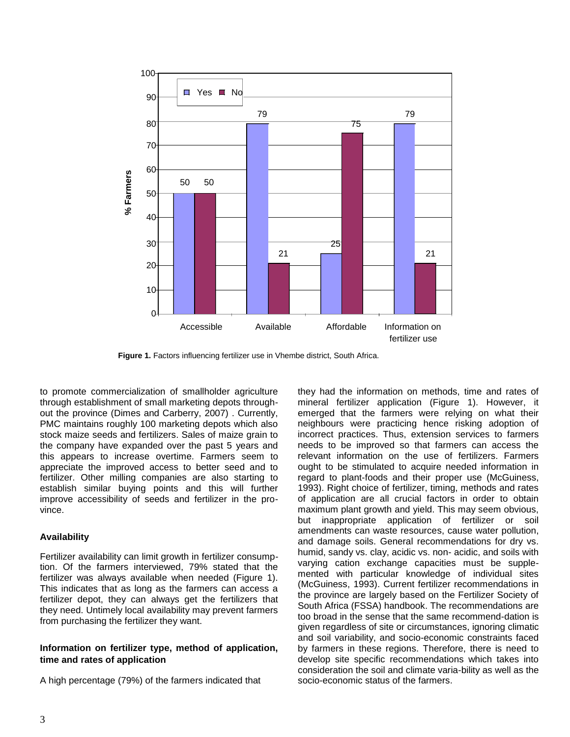Figure 1. Factors influencing fertilizer use in Vhembe district, South Africa.

to promote commercialization of smallholder agriculture through establishment of small marketing depots throughout the province (Dimes and Carberry, 2007) . Currently, PMC maintains roughly 100 marketing depots which also stock maize seeds and fertilizers. Sales of maize grain to the company have expanded over the past 5 years and this appears to increase overtime. Farmers seem to appreciate the improved access to better seed and to fertilizer. Other milling companies are also starting to establish similar buying points and this will further improve accessibility of seeds and fertilizer in the province.

### Availability

Fertilizer availability can limit growth in fertilizer consumption. Of the farmers interviewed, 79% stated that the fertilizer was always available when needed (Figure 1). This indicates that as long as the farmers can access a fertilizer depot, they can always get the fertilizers that they need. Untimely local availability may prevent farmers from purchasing the fertilizer they want.

### Information on fertilizer type, method of application, time and rates of application

A high percentage (79%) of the farmers indicated that they had the information on methods, time and rates of mineral fertilizer application (Figure 1). However, it emerged that the farmers were relying on what their neighbours were practicing hence risking adoption of incorrect practices. Thus, extension services to farmers needs to be improved so that farmers can access the relevant information on the use of fertilizers. Farmers ought to be stimulated to acquire needed information in regard to plant-foods and their proper use (McGuiness, 1993). Right choice of fertilizer, timing, methods and rates of application are all crucial factors in order to obtain maximum plant growth and yield. This may seem obvious, but inappropriate application of fertilizer or soil amendments can waste resources, cause water pollution, and damage soils. General recommendations for dry vs. humid, sandy vs. clay, acidic vs. non- acidic, and soils with varying cation exchange capacities must be supplemented with particular knowledge of individual sites (McGuiness, 1993). Current fertilizer recommendations in the province are largely based on the Fertilizer Society of South Africa (FSSA) handbook. The recommendations are too broad in the sense that the same recommend-dation is given regardless of site or circumstances, ignoring climatic and soil variability, and socio-economic constraints faced by farmers in these regions. Therefore, there is need to develop site specific recommendations which takes into consideration the soil and climate varia-bility as well as the socio-economic status of the farmers.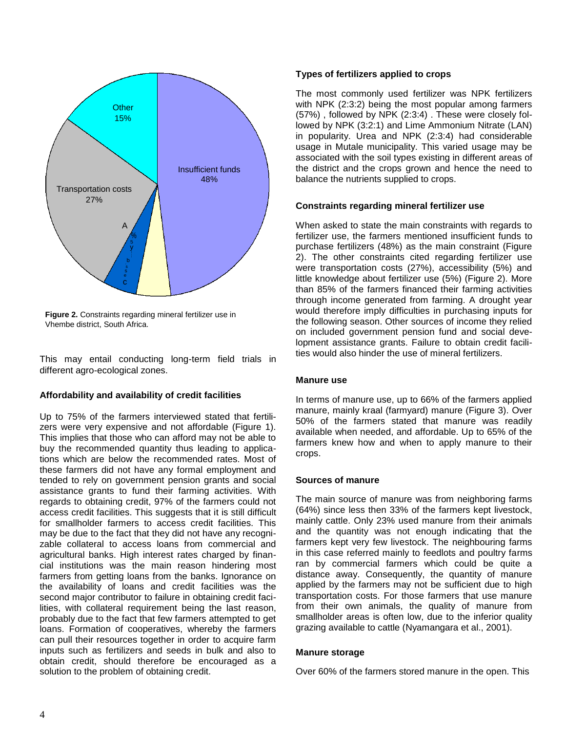**Figure 2.** Constraints regarding mineral fertilizer use in Vhembe district, South Africa.

This may entail conducting long-term field trials in different agro-ecological zones.

### Affordability and availability of credit facilities

Up to 75% of the farmers interviewed stated that fertilizers were very expensive and not affordable (Figure 1). This implies that those who can afford may not be able to buy the recommended quantity thus leading to applications which are below the recommended rates. Most of these farmers did not have any formal employment and tended to rely on government pension grants and social assistance grants to fund their farming activities. With regards to obtaining credit, 97% of the farmers could not access credit facilities. This suggests that it is still difficult for smallholder farmers to access credit facilities. This may be due to the fact that they did not have any recognizable collateral to access loans from commercial and agricultural banks. High interest rates charged by financial institutions was the main reason hindering most farmers from getting loans from the banks. Ignorance on the availability of loans and credit facilities was the second major contributor to failure in obtaining credit facilities, with collateral requirement being the last reason, probably due to the fact that few farmers attempted to get loans. Formation of cooperatives, whereby the farmers can pull their resources together in order to acquire farm inputs such as fertilizers and seeds in bulk and also to obtain credit, should therefore be encouraged as a solution to the problem of obtaining credit.

### Types of fertilizers applied to crops

The most commonly used fertilizer was NPK fertilizers with NPK (2:3:2) being the most popular among farmers (57%) , followed by NPK (2:3:4) . These were closely followed by NPK (3:2:1) and Lime Ammonium Nitrate (LAN) in popularity. Urea and NPK (2:3:4) had considerable usage in Mutale municipality. This varied usage may be associated with the soil types existing in different areas of the district and the crops grown and hence the need to balance the nutrients supplied to crops.

### Constraints regarding mineral fertilizer use

When asked to state the main constraints with regards to fertilizer use, the farmers mentioned insufficient funds to purchase fertilizers (48%) as the main constraint (Figure 2). The other constraints cited regarding fertilizer use were transportation costs (27%), accessibility (5%) and little knowledge about fertilizer use (5%) (Figure 2). More than 85% of the farmers financed their farming activities through income generated from farming. A drought year would therefore imply difficulties in purchasing inputs for the following season. Other sources of income they relied on included government pension fund and social development assistance grants. Failure to obtain credit facilities would also hinder the use of mineral fertilizers.

### Manure use

In terms of manure use, up to 66% of the farmers applied manure, mainly kraal (farmyard) manure (Figure 3). Over 50% of the farmers stated that manure was readily available when needed, and affordable. Up to 65% of the farmers knew how and when to apply manure to their crops.

### Sources of manure

The main source of manure was from neighboring farms (64%) since less then 33% of the farmers kept livestock, mainly cattle. Only 23% used manure from their animals and the quantity was not enough indicating that the farmers kept very few livestock. The neighbouring farms in this case referred mainly to feedlots and poultry farms ran by commercial farmers which could be quite a distance away. Consequently, the quantity of manure applied by the farmers may not be sufficient due to high transportation costs. For those farmers that use manure from their own animals, the quality of manure from smallholder areas is often low, due to the inferior quality grazing available to cattle (Nyamangara et al., 2001).

### Manure storage

Over 60% of the farmers stored manure in the open. This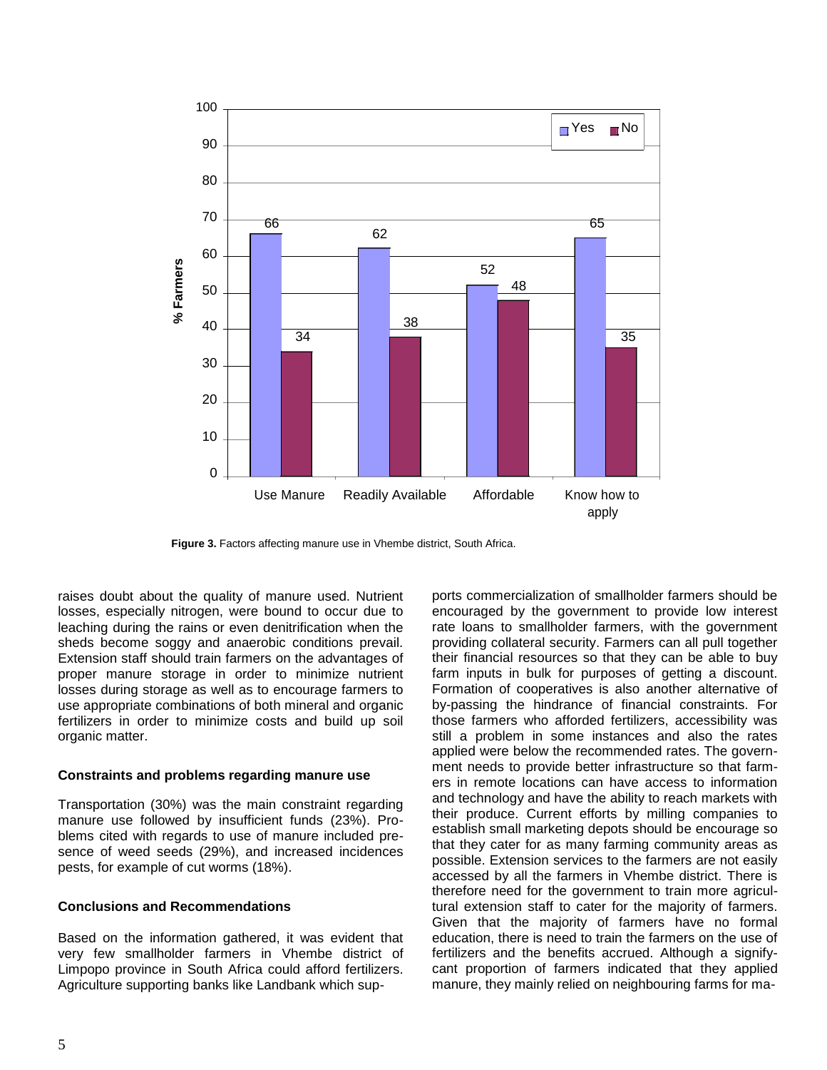Figure 3. Factors affecting manure use in Vhembe district, South Africa.

raises doubt about the quality of manure used. Nutrient losses, especially nitrogen, were bound to occur due to leaching during the rains or even denitrification when the sheds become soggy and anaerobic conditions prevail. Extension staff should train farmers on the advantages of proper manure storage in order to minimize nutrient losses during storage as well as to encourage farmers to use appropriate combinations of both mineral and organic fertilizers in order to minimize costs and build up soil organic matter.

### Constraints and problems regarding manure use

Transportation (30%) was the main constraint regarding manure use followed by insufficient funds (23%). Problems cited with regards to use of manure included presence of weed seeds (29%), and increased incidences pests, for example of cut worms (18%).

### Conclusions and Recommendations

Based on the information gathered, it was evident that very few smallholder farmers in Vhembe district of Limpopo province in South Africa could afford fertilizers. Agriculture supporting banks like Landbank which supports commercialization of smallholder farmers should be encouraged by the government to provide low interest rate loans to smallholder farmers, with the government providing collateral security. Farmers can all pull together their financial resources so that they can be able to buy farm inputs in bulk for purposes of getting a discount. Formation of cooperatives is also another alternative of by-passing the hindrance of financial constraints. For those farmers who afforded fertilizers, accessibility was still a problem in some instances and also the rates applied were below the recommended rates. The government needs to provide better infrastructure so that farmers in remote locations can have access to information and technology and have the ability to reach markets with their produce. Current efforts by milling companies to establish small marketing depots should be encourage so that they cater for as many farming community areas as possible. Extension services to the farmers are not easily accessed by all the farmers in Vhembe district. There is therefore need for the government to train more agricultural extension staff to cater for the majority of farmers. Given that the majority of farmers have no formal education, there is need to train the farmers on the use of fertilizers and the benefits accrued. Although a significant proportion of farmers indicated that they applied manure, they mainly relied on neighbouring farms for ma-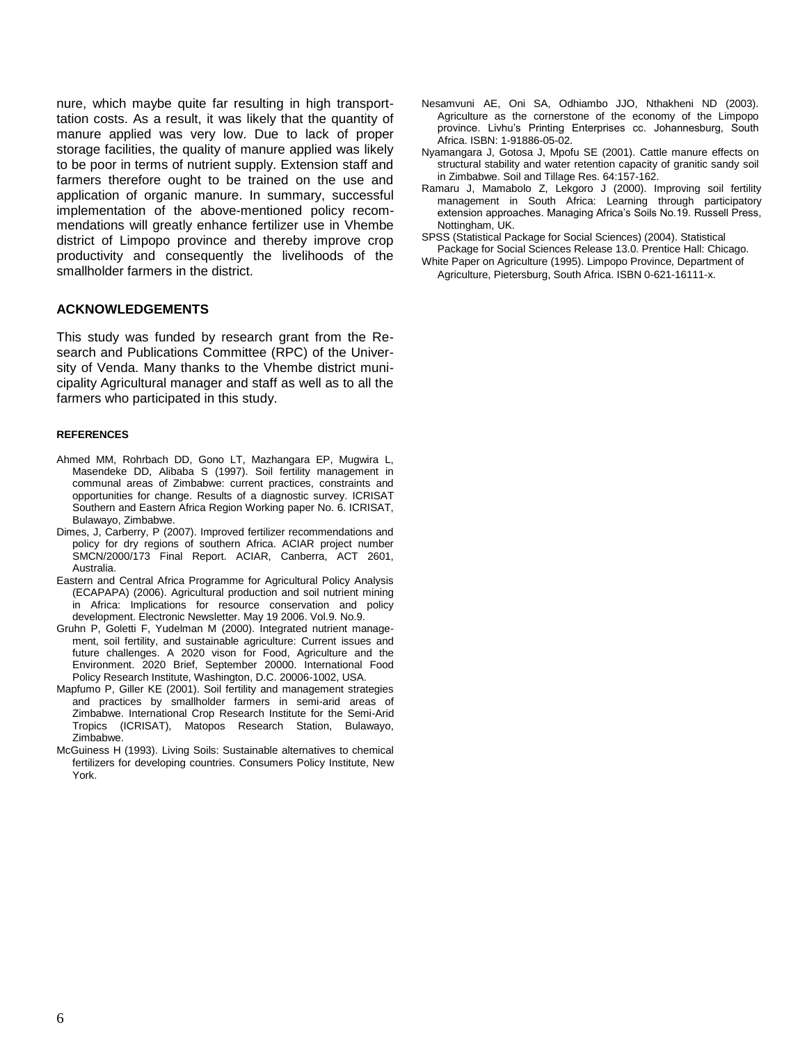nure, which maybe quite far resulting in high transporttation costs. As a result, it was likely that the quantity of manure applied was very low. Due to lack of proper storage facilities, the quality of manure applied was likely to be poor in terms of nutrient supply. Extension staff and farmers therefore ought to be trained on the use and application of organic manure. In summary, successful implementation of the above-mentioned policy recommendations will greatly enhance fertilizer use in Vhembe district of Limpopo province and thereby improve crop productivity and consequently the livelihoods of the smallholder farmers in the district.

## ACKNOWLEDGEMENTS

This study was funded by research grant from the Research and Publications Committee (RPC) of the University of Venda. Many thanks to the Vhembe district municipality Agricultural manager and staff as well as to all the farmers who participated in this study.

## REFERENCES

Ahmed MM, Rohrbach DD, Gono LT, Mazhangara EP, Mugwira L, Masendeke DD, Alibaba S (1997). Soil fertility management in communal areas of Zimbabwe: current practices, constraints and opportunities for change. Results of a diagnostic survey. ICRISAT Southern and Eastern Africa Region Working paper No. 6. ICRISAT, Bulawayo, Zimbabwe.

Dimes, J, Carberry, P (2007). Improved fertilizer recommendations and policy for dry regions of southern Africa. ACIAR project number SMCN/2000/173 Final Report. ACIAR, Canberra, ACT 2601, Australia.

Eastern and Central Africa Programme for Agricultural Policy Analysis (ECAPAPA) (2006). Agricultural production and soil nutrient mining in Africa: Implications for resource conservation and policy development. Electronic Newsletter. May 19 2006. Vol.9. No.9.

Gruhn P, Goletti F, Yudelman M (2000). Integrated nutrient management, soil fertility, and sustainable agriculture: Current issues and future challenges. A 2020 vison for Food, Agriculture and the Environment. 2020 Brief, September 20000. International Food Policy Research Institute, Washington, D.C. 20006-1002, USA.

Mapfumo P, Giller KE (2001). Soil fertility and management strategies and practices by smallholder farmers in semi-arid areas of Zimbabwe. International Crop Research Institute for the Semi-Arid Tropics (ICRISAT), Matopos Research Station, Bulawayo, Zimbabwe.

McGuiness H (1993). Living Soils: Sustainable alternatives to chemical fertilizers for developing countries. Consumers Policy Institute, New York.

Nesamvuni AE, Oni SA, Odhiambo JJO, Nthakheni ND (2003). Agriculture as the cornerstone of the economy of the Limpopo province. Livhu's Printing Enterprises cc. Johannesburg, South Africa. ISBN: 1-91886-05-02.

Nyamangara J, Gotosa J, Mpofu SE (2001). Cattle manure effects on structural stability and water retention capacity of granitic sandy soil in Zimbabwe. Soil and Tillage Res. 64:157-162.

Ramaru J, Mamabolo Z, Lekgoro J (2000). Improving soil fertility management in South Africa: Learning through participatory extension approaches. Managing Africa's Soils No.19. Russell Press, Nottingham, UK.

SPSS (Statistical Package for Social Sciences) (2004). Statistical Package for Social Sciences Release 13.0. Prentice Hall: Chicago.

White Paper on Agriculture (1995). Limpopo Province, Department of Agriculture, Pietersburg, South Africa. ISBN 0-621-16111-x.